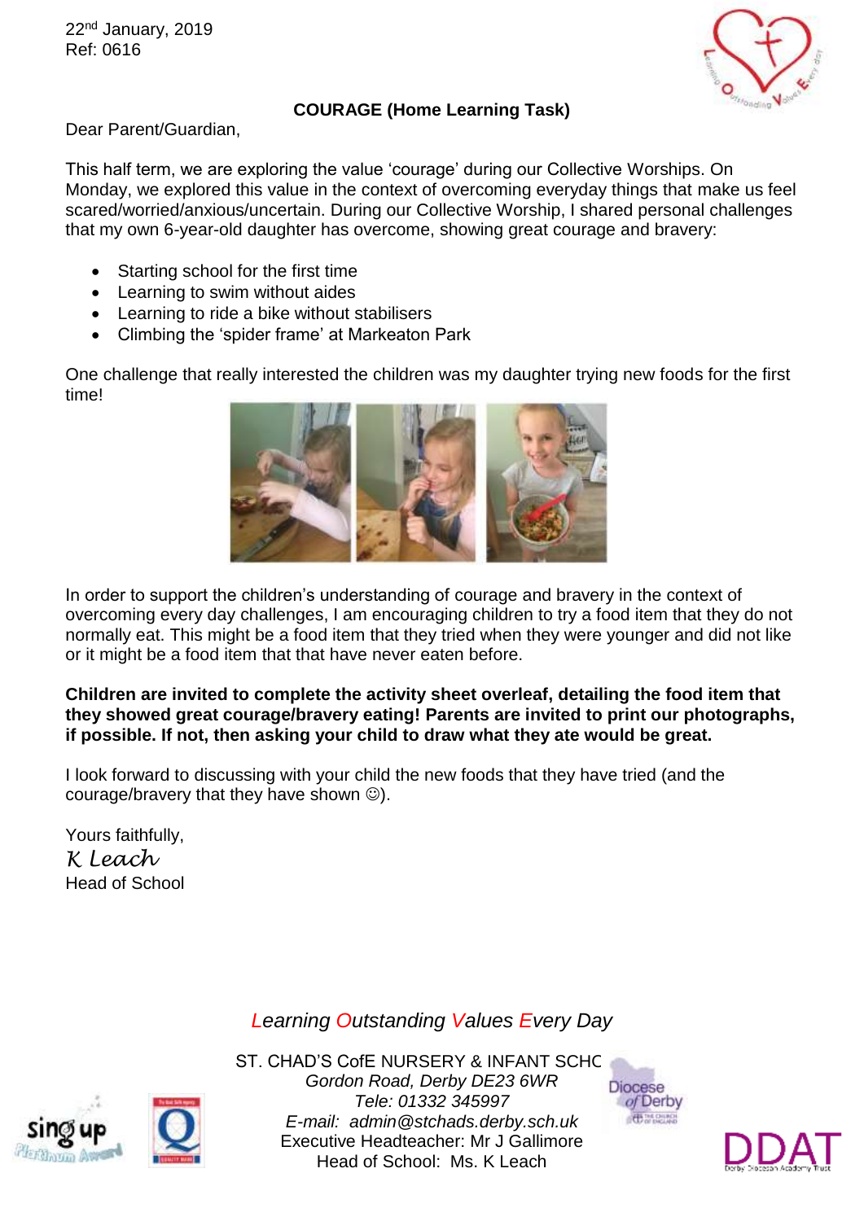22nd January, 2019
Ref: 0616

**COURAGE (Home Learning Task)**

Dear Parent/Guardian,

This half term, we are exploring the value 'courage' during our Collective Worships. On Monday, we explored this value in the context of overcoming everyday things that make us feel scared/worried/anxious/uncertain. During our Collective Worship, I shared personal challenges that my own 6-year-old daughter has overcome, showing great courage and bravery:

- Starting school for the first time
- Learning to swim without aides
- Learning to ride a bike without stabilisers
- Climbing the 'spider frame' at Markeaton Park

One challenge that really interested the children was my daughter trying new foods for the first time!

In order to support the children's understanding of courage and bravery in the context of overcoming every day challenges, I am encouraging children to try a food item that they do not normally eat. This might be a food item that they tried when they were younger and did not like or it might be a food item that that have never eaten before.

**Children are invited to complete the activity sheet overleaf, detailing the food item that they showed great courage/bravery eating! Parents are invited to print our photographs, if possible. If not, then asking your child to draw what they ate would be great.**

I look forward to discussing with your child the new foods that they have tried (and the courage/bravery that they have shown ☺).

Yours faithfully,

*K Leach*

Head of School

*Learning Outstanding Values Every Day*

ST. CHAD'S CofE NURSERY & INFANT SCHOOL
*Gordon Road, Derby DE23 6WR*
*Tele: 01332 345997*
*E-mail: admin@stchads.derby.sch.uk*
Executive Headteacher: Mr J Gallimore
Head of School: Ms. K Leach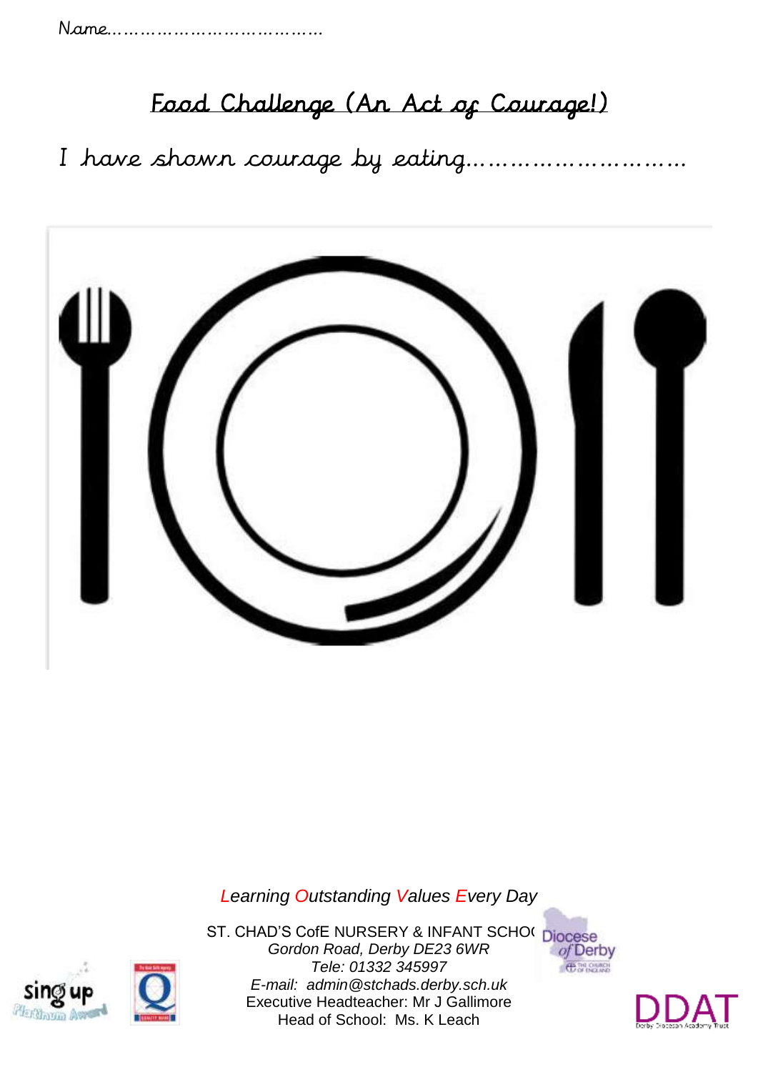Name......................................

# Food Challenge (An Act of Courage!)

I have shown courage by eating..............................

*Learning Outstanding Values Every Day*

ST. CHAD'S CofE NURSERY & INFANT SCHOOL
*Gordon Road, Derby DE23 6WR*
*Tele: 01332 345997*
*E-mail: admin@stchads.derby.sch.uk*
Executive Headteacher: Mr J Gallimore
Head of School: Ms. K Leach

Diocese of Derby

sing up Platinum Award

DDAT
Derby Diocesan Academy Trust